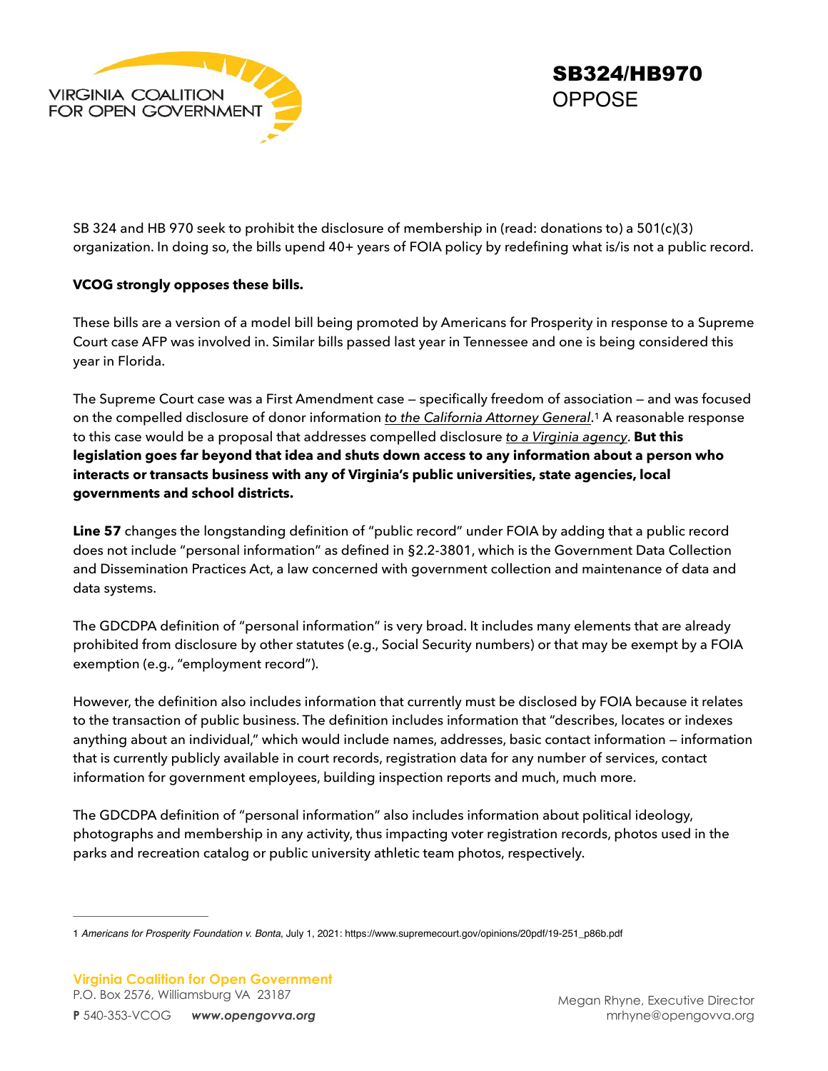VIRGINIA COALITION FOR OPEN GOVERNMENT

# SB324/HB970

## OPPOSE

SB 324 and HB 970 seek to prohibit the disclosure of membership in (read: donations to) a 501(c)(3) organization. In doing so, the bills upend 40+ years of FOIA policy by redefining what is/is not a public record.

**VCOG strongly opposes these bills.**

These bills are a version of a model bill being promoted by Americans for Prosperity in response to a Supreme Court case AFP was involved in. Similar bills passed last year in Tennessee and one is being considered this year in Florida.

The Supreme Court case was a First Amendment case — specifically freedom of association — and was focused on the compelled disclosure of donor information *to the California Attorney General*.[1] A reasonable response to this case would be a proposal that addresses compelled disclosure *to a Virginia agency*. **But this legislation goes far beyond that idea and shuts down access to any information about a person who interacts or transacts business with any of Virginia's public universities, state agencies, local governments and school districts.**

**Line 57** changes the longstanding definition of "public record" under FOIA by adding that a public record does not include "personal information" as defined in §2.2-3801, which is the Government Data Collection and Dissemination Practices Act, a law concerned with government collection and maintenance of data and data systems.

The GDCDPA definition of "personal information" is very broad. It includes many elements that are already prohibited from disclosure by other statutes (e.g., Social Security numbers) or that may be exempt by a FOIA exemption (e.g., "employment record").

However, the definition also includes information that currently must be disclosed by FOIA because it relates to the transaction of public business. The definition includes information that "describes, locates or indexes anything about an individual," which would include names, addresses, basic contact information — information that is currently publicly available in court records, registration data for any number of services, contact information for government employees, building inspection reports and much, much more.

The GDCDPA definition of "personal information" also includes information about political ideology, photographs and membership in any activity, thus impacting voter registration records, photos used in the parks and recreation catalog or public university athletic team photos, respectively.

---

[1] *Americans for Prosperity Foundation v. Bonta*, July 1, 2021: https://www.supremecourt.gov/opinions/20pdf/19-251_p86b.pdf

**Virginia Coalition for Open Government**
P.O. Box 2576, Williamsburg VA 23187
**P** 540-353-VCOG ***www.opengovva.org***

Megan Rhyne, Executive Director
mrhyne@opengovva.org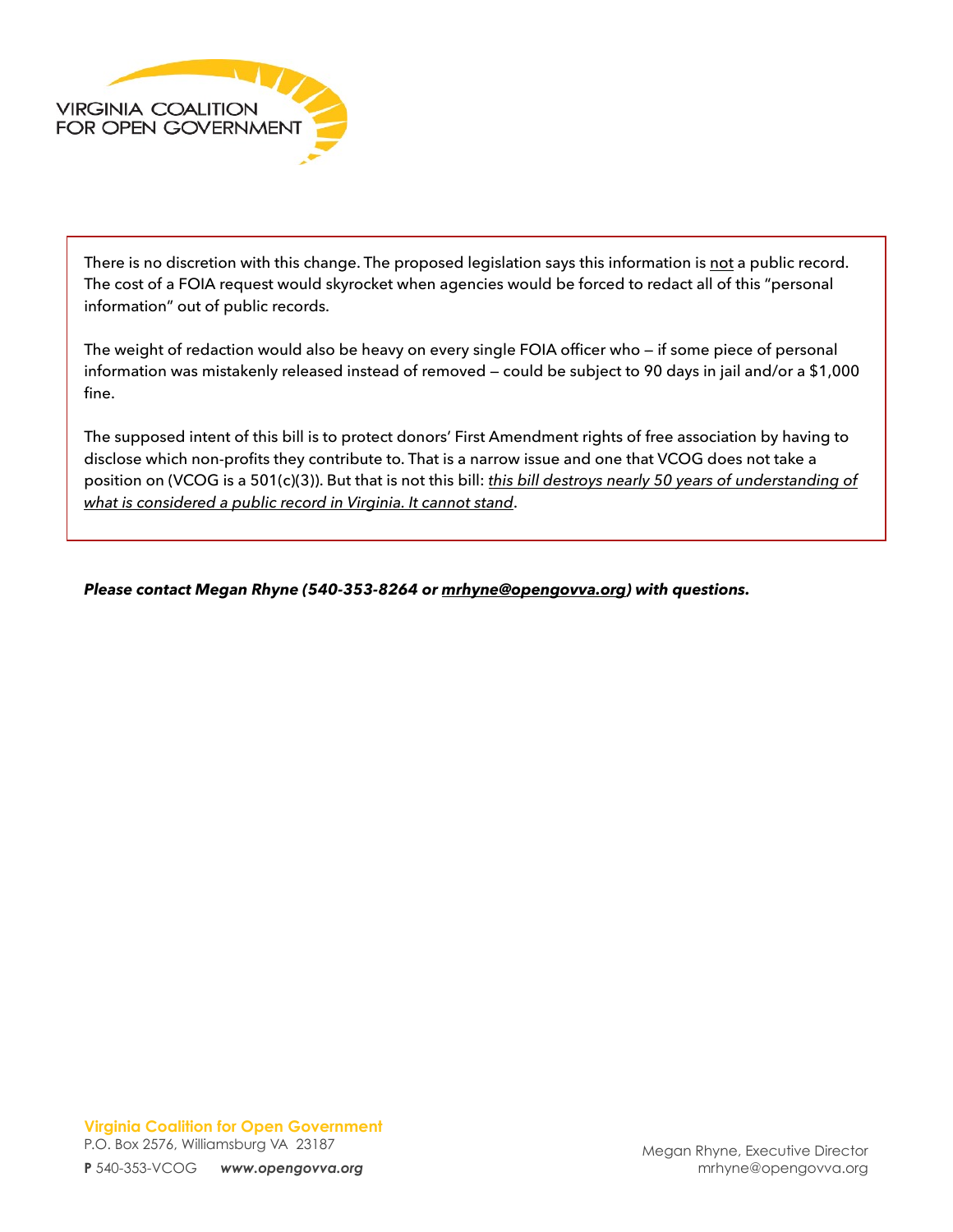There is no discretion with this change. The proposed legislation says this information is <u>not</u> a public record. The cost of a FOIA request would skyrocket when agencies would be forced to redact all of this "personal information" out of public records.

The weight of redaction would also be heavy on every single FOIA officer who — if some piece of personal information was mistakenly released instead of removed — could be subject to 90 days in jail and/or a $1,000 fine.

The supposed intent of this bill is to protect donors' First Amendment rights of free association by having to disclose which non-profits they contribute to. That is a narrow issue and one that VCOG does not take a position on (VCOG is a 501(c)(3)). But that is not this bill: *<u>this bill destroys nearly 50 years of understanding of what is considered a public record in Virginia. It cannot stand</u>*.

***Please contact Megan Rhyne (540-353-8264 or <u>mrhyne@opengovva.org</u>) with questions.***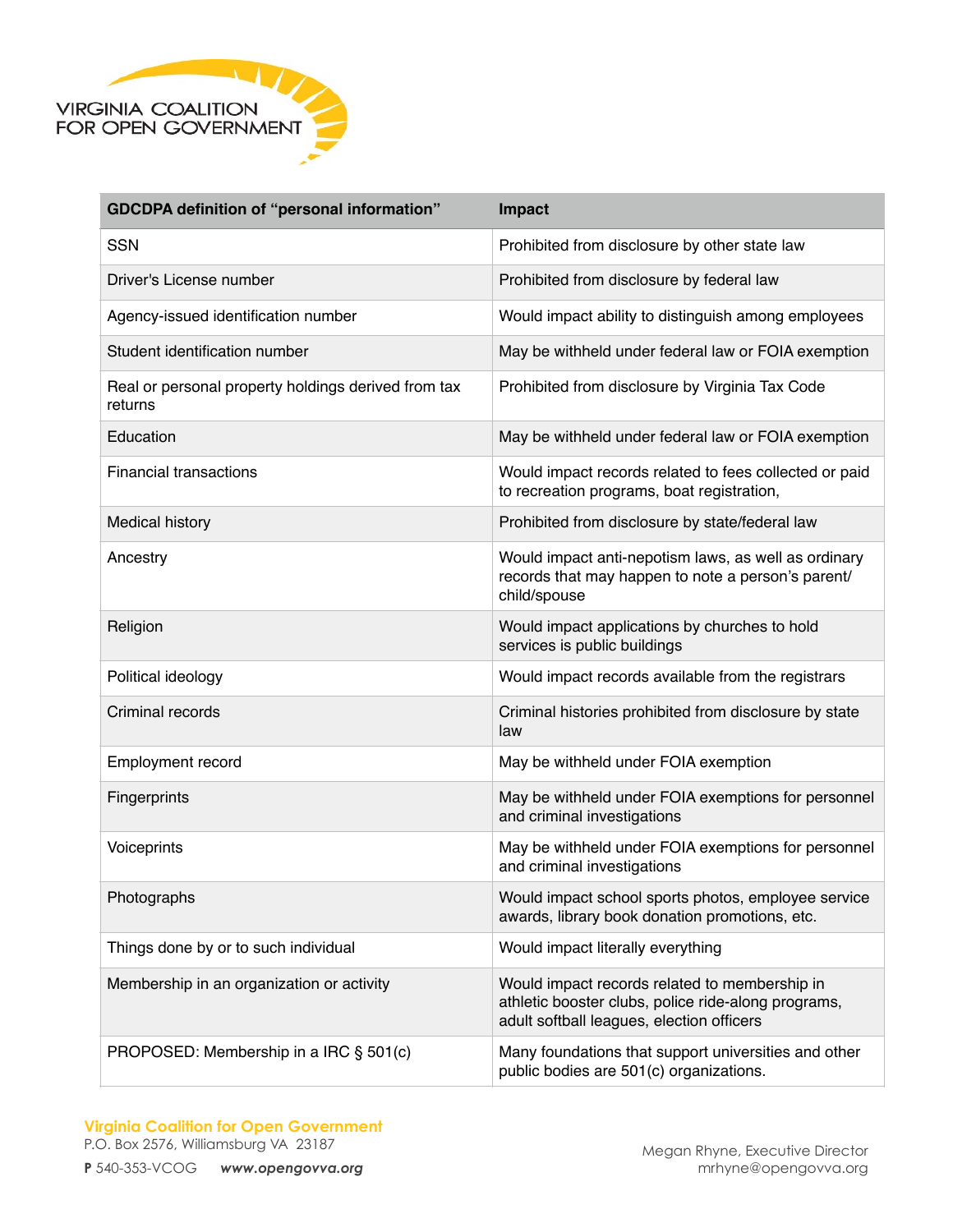| GDCDPA definition of "personal information" | Impact |
|---|---|
| SSN | Prohibited from disclosure by other state law |
| Driver's License number | Prohibited from disclosure by federal law |
| Agency-issued identification number | Would impact ability to distinguish among employees |
| Student identification number | May be withheld under federal law or FOIA exemption |
| Real or personal property holdings derived from tax returns | Prohibited from disclosure by Virginia Tax Code |
| Education | May be withheld under federal law or FOIA exemption |
| Financial transactions | Would impact records related to fees collected or paid to recreation programs, boat registration, |
| Medical history | Prohibited from disclosure by state/federal law |
| Ancestry | Would impact anti-nepotism laws, as well as ordinary records that may happen to note a person's parent/child/spouse |
| Religion | Would impact applications by churches to hold services is public buildings |
| Political ideology | Would impact records available from the registrars |
| Criminal records | Criminal histories prohibited from disclosure by state law |
| Employment record | May be withheld under FOIA exemption |
| Fingerprints | May be withheld under FOIA exemptions for personnel and criminal investigations |
| Voiceprints | May be withheld under FOIA exemptions for personnel and criminal investigations |
| Photographs | Would impact school sports photos, employee service awards, library book donation promotions, etc. |
| Things done by or to such individual | Would impact literally everything |
| Membership in an organization or activity | Would impact records related to membership in athletic booster clubs, police ride-along programs, adult softball leagues, election officers |
| PROPOSED: Membership in a IRC § 501(c) | Many foundations that support universities and other public bodies are 501(c) organizations. |